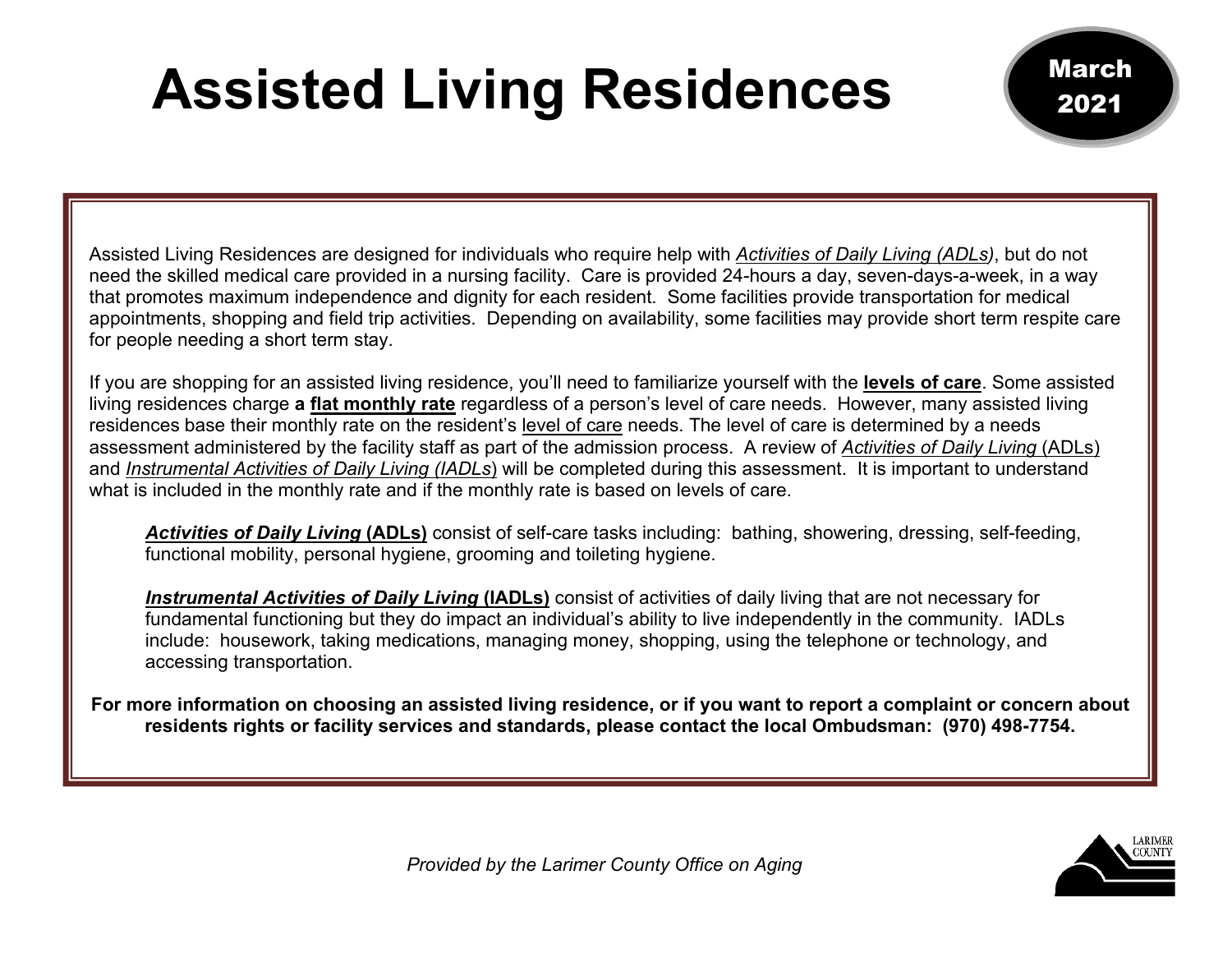# Assisted Living Residences

**March 2021**

Assisted Living Residences are designed for individuals who require help with *Activities of Daily Living (ADLs)*, but do not need the skilled medical care provided in a nursing facility. Care is provided 24-hours a day, seven-days-a-week, in a way that promotes maximum independence and dignity for each resident. Some facilities provide transportation for medical appointments, shopping and field trip activities. Depending on availability, some facilities may provide short term respite care for people needing a short term stay.

If you are shopping for an assisted living residence, you'll need to familiarize yourself with the **levels of care**. Some assisted living residences charge **a flat monthly rate** regardless of a person's level of care needs. However, many assisted living residences base their monthly rate on the resident's level of care needs. The level of care is determined by a needs assessment administered by the facility staff as part of the admission process. A review of *Activities of Daily Living* (ADLs) and *Instrumental Activities of Daily Living (IADLs)* will be completed during this assessment. It is important to understand what is included in the monthly rate and if the monthly rate is based on levels of care.

> ***Activities of Daily Living* (ADLs)** consist of self-care tasks including: bathing, showering, dressing, self-feeding, functional mobility, personal hygiene, grooming and toileting hygiene.
>
> ***Instrumental Activities of Daily Living* (IADLs)** consist of activities of daily living that are not necessary for fundamental functioning but they do impact an individual's ability to live independently in the community. IADLs include: housework, taking medications, managing money, shopping, using the telephone or technology, and accessing transportation.

**For more information on choosing an assisted living residence, or if you want to report a complaint or concern about residents rights or facility services and standards, please contact the local Ombudsman: (970) 498-7754.**

*Provided by the Larimer County Office on Aging*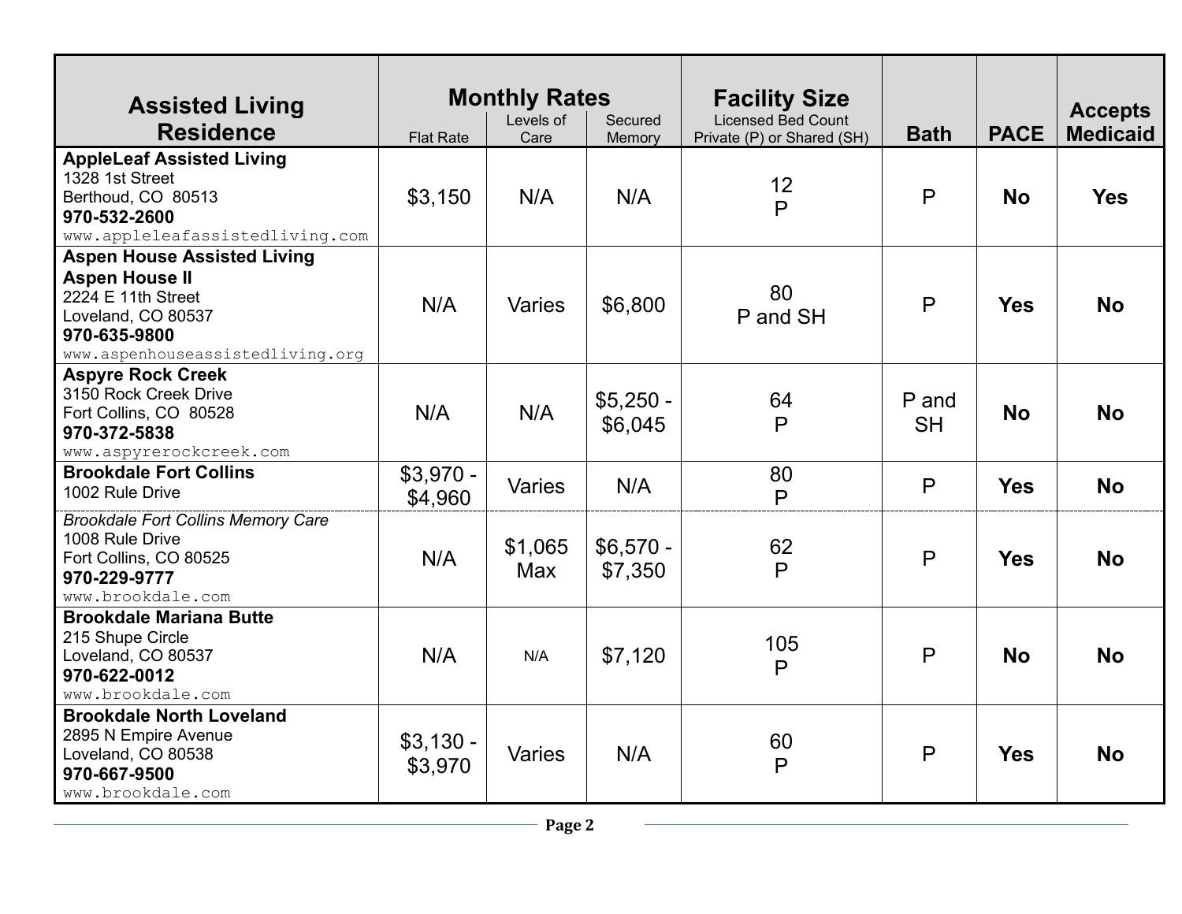| Assisted Living Residence | Monthly Rates | | | Facility Size | Bath | PACE | Accepts Medicaid |
|---|---|---|---|---|---|---|---|
| | Flat Rate | Levels of Care | Secured Memory | Licensed Bed Count Private (P) or Shared (SH) | | | |
| **AppleLeaf Assisted Living**<br>1328 1st Street<br>Berthoud, CO 80513<br>**970-532-2600**<br>www.appleleafassistedliving.com | $3,150 | N/A | N/A | 12<br>P | P | **No** | **Yes** |
| **Aspen House Assisted Living**<br>**Aspen House II**<br>2224 E 11th Street<br>Loveland, CO 80537<br>**970-635-9800**<br>www.aspenhouseassistedliving.org | N/A | Varies | $6,800 | 80<br>P and SH | P | **Yes** | **No** |
| **Aspyre Rock Creek**<br>3150 Rock Creek Drive<br>Fort Collins, CO 80528<br>**970-372-5838**<br>www.aspyrerockcreek.com | N/A | N/A | $5,250 - $6,045 | 64<br>P | P and SH | **No** | **No** |
| **Brookdale Fort Collins**<br>1002 Rule Drive | $3,970 - $4,960 | Varies | N/A | 80<br>P | P | **Yes** | **No** |
| *Brookdale Fort Collins Memory Care*<br>1008 Rule Drive<br>Fort Collins, CO 80525<br>**970-229-9777**<br>www.brookdale.com | N/A | $1,065 Max | $6,570 - $7,350 | 62<br>P | P | **Yes** | **No** |
| **Brookdale Mariana Butte**<br>215 Shupe Circle<br>Loveland, CO 80537<br>**970-622-0012**<br>www.brookdale.com | N/A | N/A | $7,120 | 105<br>P | P | **No** | **No** |
| **Brookdale North Loveland**<br>2895 N Empire Avenue<br>Loveland, CO 80538<br>**970-667-9500**<br>www.brookdale.com | $3,130 - $3,970 | Varies | N/A | 60<br>P | P | **Yes** | **No** |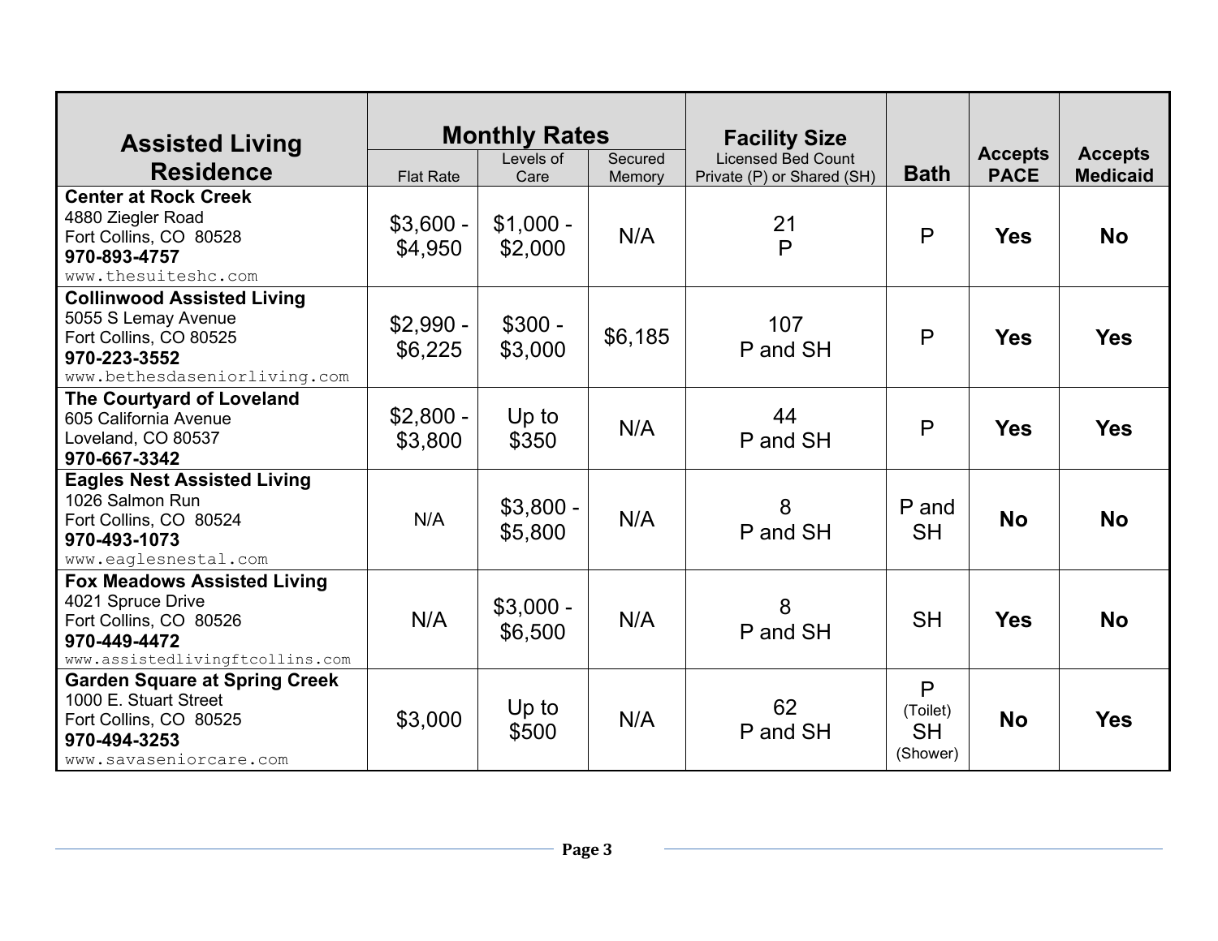| Assisted Living Residence | Monthly Rates | | | Facility Size | Bath | Accepts PACE | Accepts Medicaid |
|---|---|---|---|---|---|---|---|
| | Flat Rate | Levels of Care | Secured Memory | Licensed Bed Count Private (P) or Shared (SH) | | | |
| **Center at Rock Creek**<br>4880 Ziegler Road<br>Fort Collins, CO 80528<br>**970-893-4757**<br>www.thesuiteshc.com | $3,600 - $4,950 | $1,000 - $2,000 | N/A | 21<br>P | P | **Yes** | **No** |
| **Collinwood Assisted Living**<br>5055 S Lemay Avenue<br>Fort Collins, CO 80525<br>**970-223-3552**<br>www.bethesdaseniorliving.com | $2,990 - $6,225 | $300 - $3,000 | $6,185 | 107<br>P and SH | P | **Yes** | **Yes** |
| **The Courtyard of Loveland**<br>605 California Avenue<br>Loveland, CO 80537<br>**970-667-3342** | $2,800 - $3,800 | Up to $350 | N/A | 44<br>P and SH | P | **Yes** | **Yes** |
| **Eagles Nest Assisted Living**<br>1026 Salmon Run<br>Fort Collins, CO 80524<br>**970-493-1073**<br>www.eaglesnestal.com | N/A | $3,800 - $5,800 | N/A | 8<br>P and SH | P and SH | **No** | **No** |
| **Fox Meadows Assisted Living**<br>4021 Spruce Drive<br>Fort Collins, CO 80526<br>**970-449-4472**<br>www.assistedlivingftcollins.com | N/A | $3,000 - $6,500 | N/A | 8<br>P and SH | SH | **Yes** | **No** |
| **Garden Square at Spring Creek**<br>1000 E. Stuart Street<br>Fort Collins, CO 80525<br>**970-494-3253**<br>www.savaseniorcare.com | $3,000 | Up to $500 | N/A | 62<br>P and SH | P (Toilet)<br>SH (Shower) | **No** | **Yes** |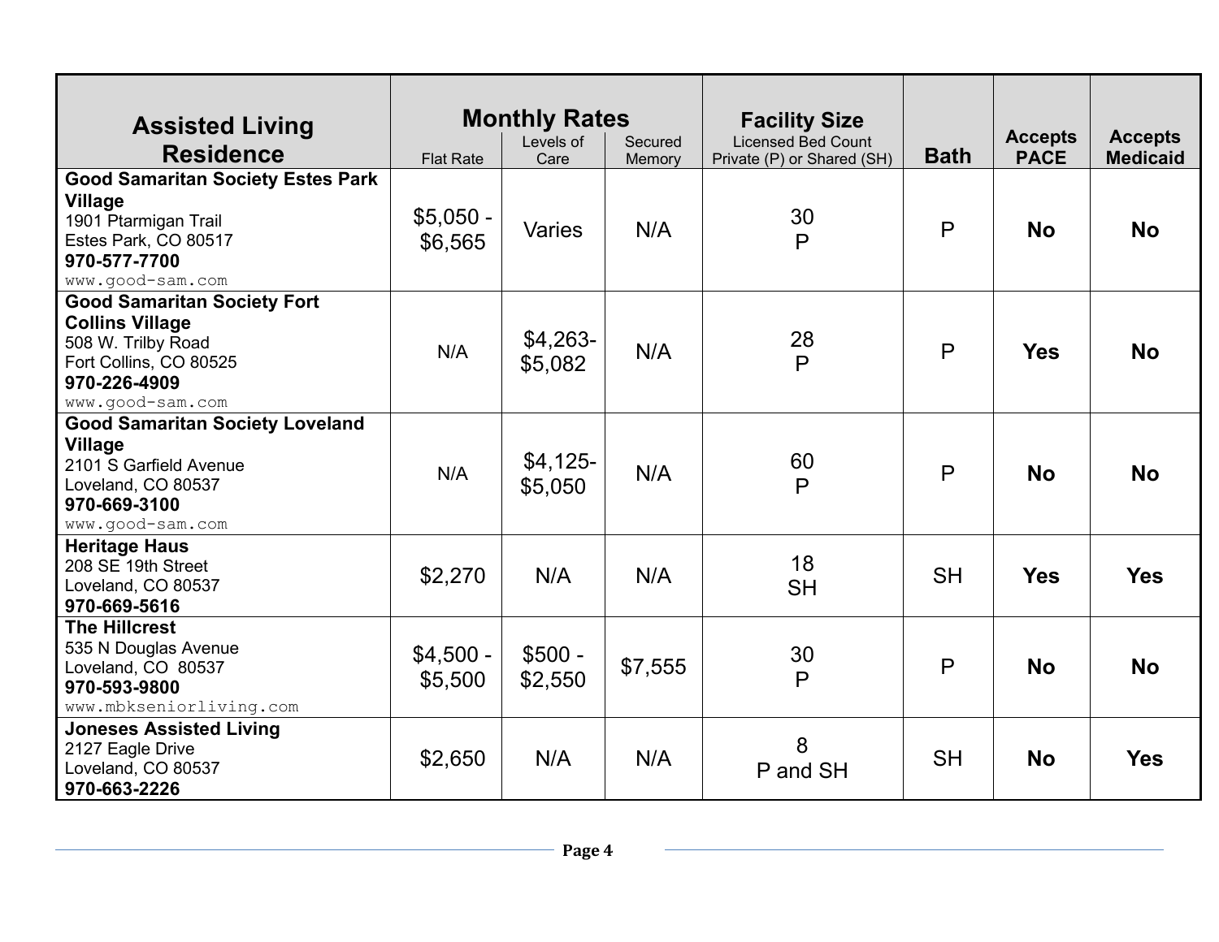| Assisted Living Residence | Monthly Rates | | | Facility Size | Bath | Accepts PACE | Accepts Medicaid |
|---|---|---|---|---|---|---|---|
| | Flat Rate | Levels of Care | Secured Memory | Licensed Bed Count Private (P) or Shared (SH) | | | |
| **Good Samaritan Society Estes Park Village**<br>1901 Ptarmigan Trail<br>Estes Park, CO 80517<br>**970-577-7700**<br>www.good-sam.com | $5,050 - $6,565 | Varies | N/A | 30<br>P | P | **No** | **No** |
| **Good Samaritan Society Fort Collins Village**<br>508 W. Trilby Road<br>Fort Collins, CO 80525<br>**970-226-4909**<br>www.good-sam.com | N/A | $4,263-$5,082 | N/A | 28<br>P | P | **Yes** | **No** |
| **Good Samaritan Society Loveland Village**<br>2101 S Garfield Avenue<br>Loveland, CO 80537<br>**970-669-3100**<br>www.good-sam.com | N/A | $4,125-$5,050 | N/A | 60<br>P | P | **No** | **No** |
| **Heritage Haus**<br>208 SE 19th Street<br>Loveland, CO 80537<br>**970-669-5616** | $2,270 | N/A | N/A | 18<br>SH | SH | **Yes** | **Yes** |
| **The Hillcrest**<br>535 N Douglas Avenue<br>Loveland, CO 80537<br>**970-593-9800**<br>www.mbkseniorliving.com | $4,500 - $5,500 | $500 - $2,550 | $7,555 | 30<br>P | P | **No** | **No** |
| **Joneses Assisted Living**<br>2127 Eagle Drive<br>Loveland, CO 80537<br>**970-663-2226** | $2,650 | N/A | N/A | 8<br>P and SH | SH | **No** | **Yes** |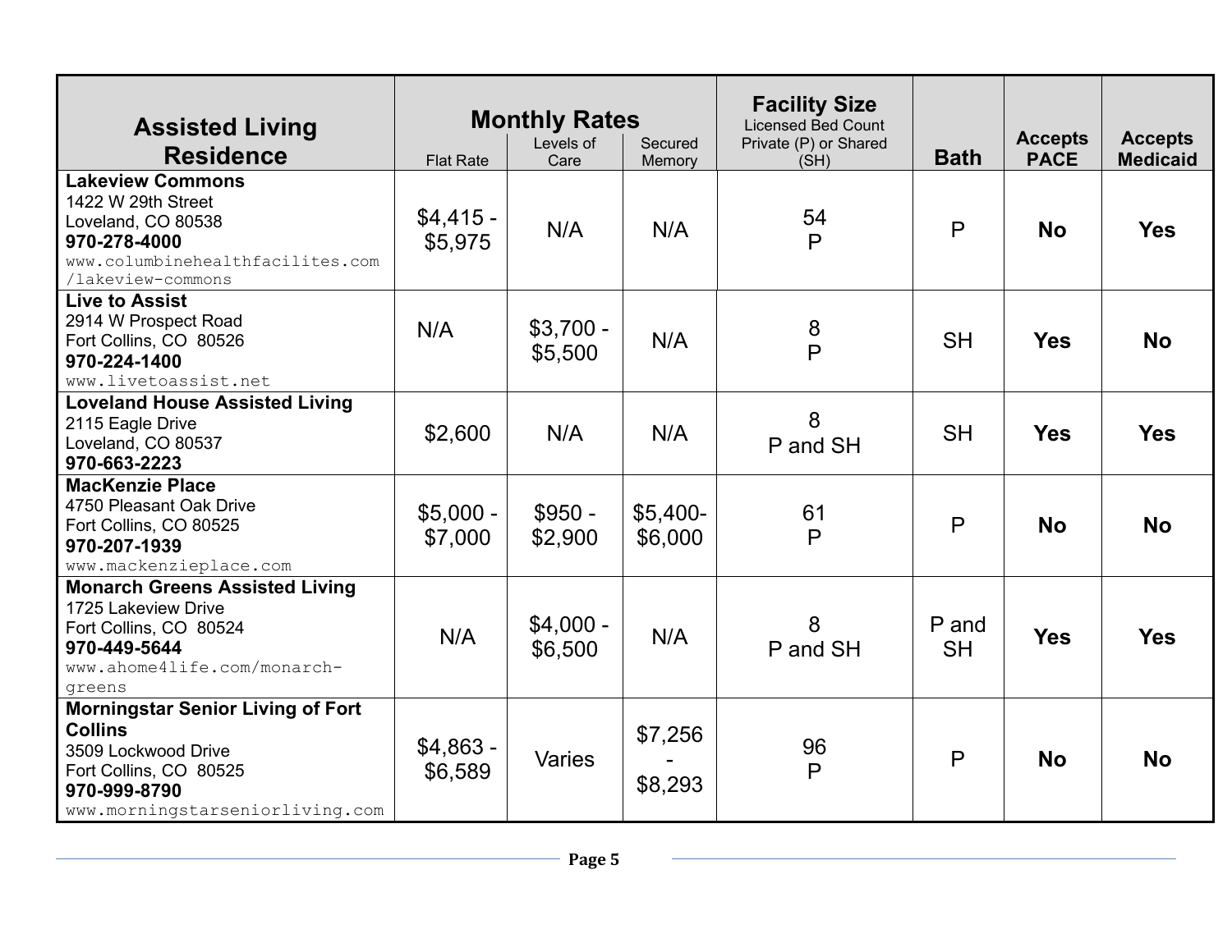| Assisted Living Residence | Monthly Rates | | | Facility Size Licensed Bed Count Private (P) or Shared (SH) | Bath | Accepts PACE | Accepts Medicaid |
|---|---|---|---|---|---|---|---|
| | Flat Rate | Levels of Care | Secured Memory | | | | |
| **Lakeview Commons** 1422 W 29th Street Loveland, CO 80538 **970-278-4000** www.columbinehealthfacilites.com /lakeview-commons | $4,415 - $5,975 | N/A | N/A | 54 P | P | **No** | **Yes** |
| **Live to Assist** 2914 W Prospect Road Fort Collins, CO 80526 **970-224-1400** www.livetoassist.net | N/A | $3,700 - $5,500 | N/A | 8 P | SH | **Yes** | **No** |
| **Loveland House Assisted Living** 2115 Eagle Drive Loveland, CO 80537 **970-663-2223** | $2,600 | N/A | N/A | 8 P and SH | SH | **Yes** | **Yes** |
| **MacKenzie Place** 4750 Pleasant Oak Drive Fort Collins, CO 80525 **970-207-1939** www.mackenzieplace.com | $5,000 - $7,000 | $950 - $2,900 | $5,400- $6,000 | 61 P | P | **No** | **No** |
| **Monarch Greens Assisted Living** 1725 Lakeview Drive Fort Collins, CO 80524 **970-449-5644** www.ahome4life.com/monarch-greens | N/A | $4,000 - $6,500 | N/A | 8 P and SH | P and SH | **Yes** | **Yes** |
| **Morningstar Senior Living of Fort Collins** 3509 Lockwood Drive Fort Collins, CO 80525 **970-999-8790** www.morningstarseniorliving.com | $4,863 - $6,589 | Varies | $7,256 - $8,293 | 96 P | P | **No** | **No** |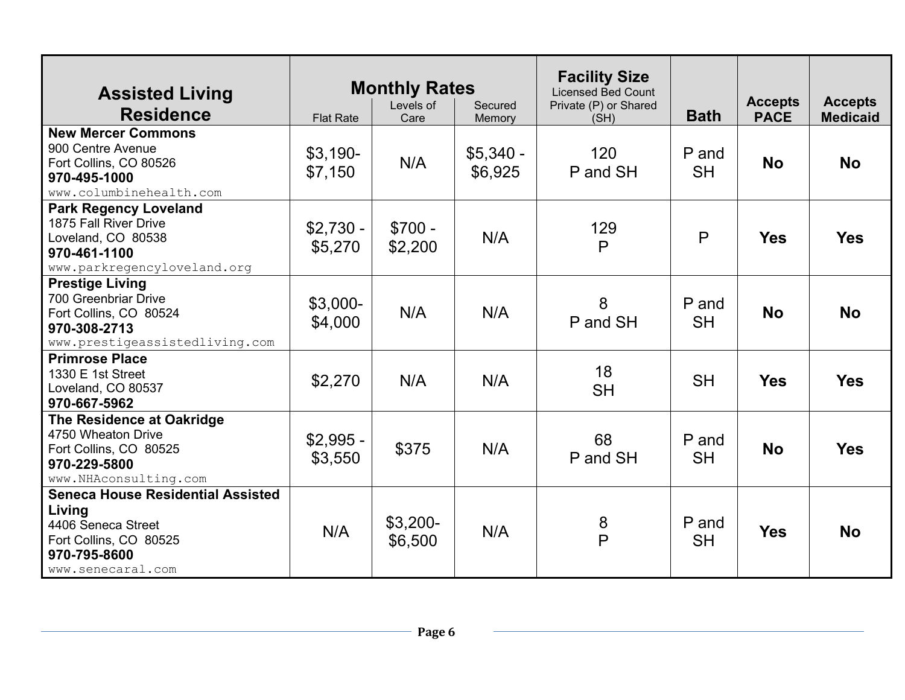| Assisted Living Residence | Monthly Rates | | | Facility Size Licensed Bed Count Private (P) or Shared (SH) | Bath | Accepts PACE | Accepts Medicaid |
|---|---|---|---|---|---|---|---|
| | Flat Rate | Levels of Care | Secured Memory | | | | |
| **New Mercer Commons**<br>900 Centre Avenue<br>Fort Collins, CO 80526<br>**970-495-1000**<br>www.columbinehealth.com | $3,190-$7,150 | N/A | $5,340 - $6,925 | 120<br>P and SH | P and SH | **No** | **No** |
| **Park Regency Loveland**<br>1875 Fall River Drive<br>Loveland, CO 80538<br>**970-461-1100**<br>www.parkregencyloveland.org | $2,730 - $5,270 | $700 - $2,200 | N/A | 129<br>P | P | **Yes** | **Yes** |
| **Prestige Living**<br>700 Greenbriar Drive<br>Fort Collins, CO 80524<br>**970-308-2713**<br>www.prestigeassistedliving.com | $3,000-$4,000 | N/A | N/A | 8<br>P and SH | P and SH | **No** | **No** |
| **Primrose Place**<br>1330 E 1st Street<br>Loveland, CO 80537<br>**970-667-5962** | $2,270 | N/A | N/A | 18<br>SH | SH | **Yes** | **Yes** |
| **The Residence at Oakridge**<br>4750 Wheaton Drive<br>Fort Collins, CO 80525<br>**970-229-5800**<br>www.NHAconsulting.com | $2,995 - $3,550 | $375 | N/A | 68<br>P and SH | P and SH | **No** | **Yes** |
| **Seneca House Residential Assisted Living**<br>4406 Seneca Street<br>Fort Collins, CO 80525<br>**970-795-8600**<br>www.senecaral.com | N/A | $3,200-$6,500 | N/A | 8<br>P | P and SH | **Yes** | **No** |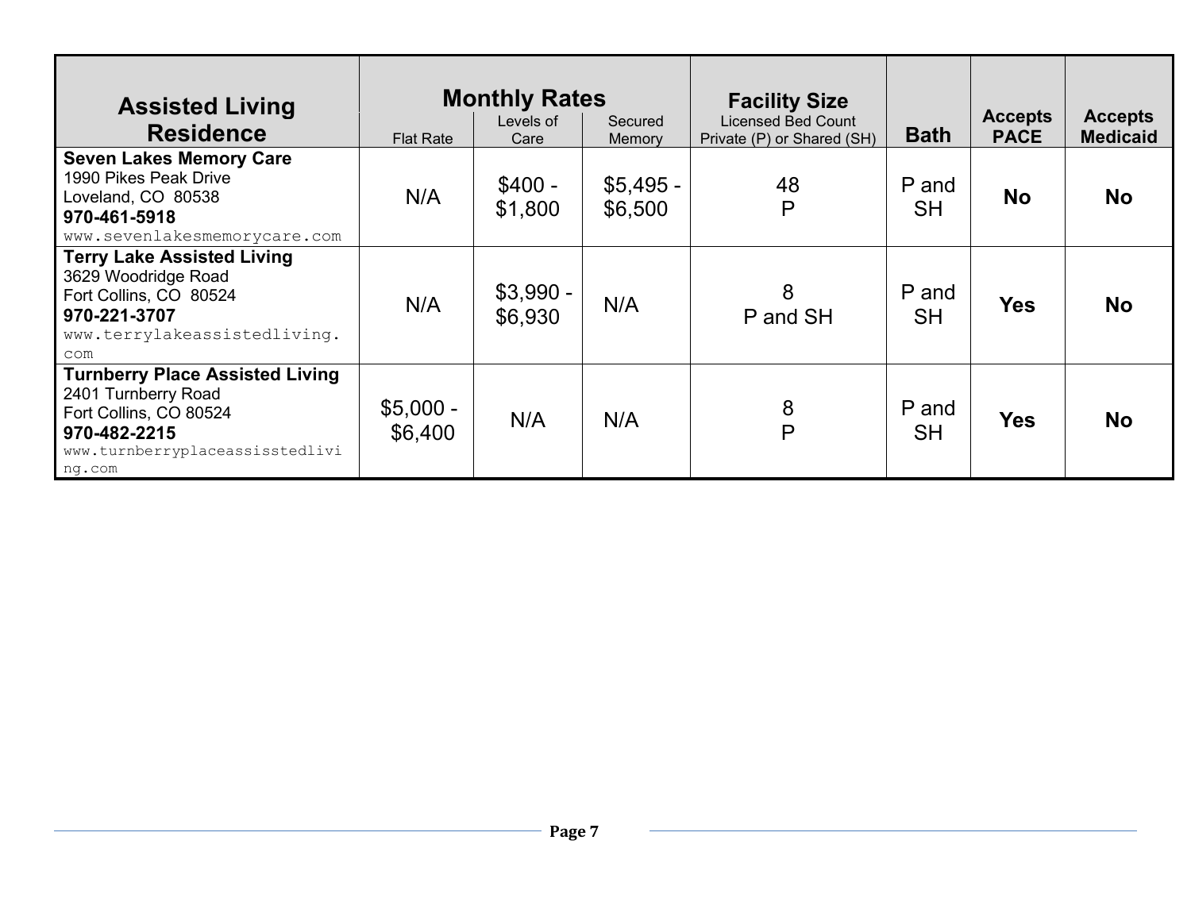| Assisted Living Residence | Monthly Rates | | | Facility Size | Bath | Accepts PACE | Accepts Medicaid |
|---|---|---|---|---|---|---|---|
| | Flat Rate | Levels of Care | Secured Memory | Licensed Bed Count Private (P) or Shared (SH) | | | |
| **Seven Lakes Memory Care** 1990 Pikes Peak Drive Loveland, CO 80538 **970-461-5918** www.sevenlakesmemorycare.com | N/A | $400 - $1,800 | $5,495 - $6,500 | 48 P | P and SH | **No** | **No** |
| **Terry Lake Assisted Living** 3629 Woodridge Road Fort Collins, CO 80524 **970-221-3707** www.terrylakeassistedliving.com | N/A | $3,990 - $6,930 | N/A | 8 P and SH | P and SH | **Yes** | **No** |
| **Turnberry Place Assisted Living** 2401 Turnberry Road Fort Collins, CO 80524 **970-482-2215** www.turnberryplaceassisstedliving.com | $5,000 - $6,400 | N/A | N/A | 8 P | P and SH | **Yes** | **No** |